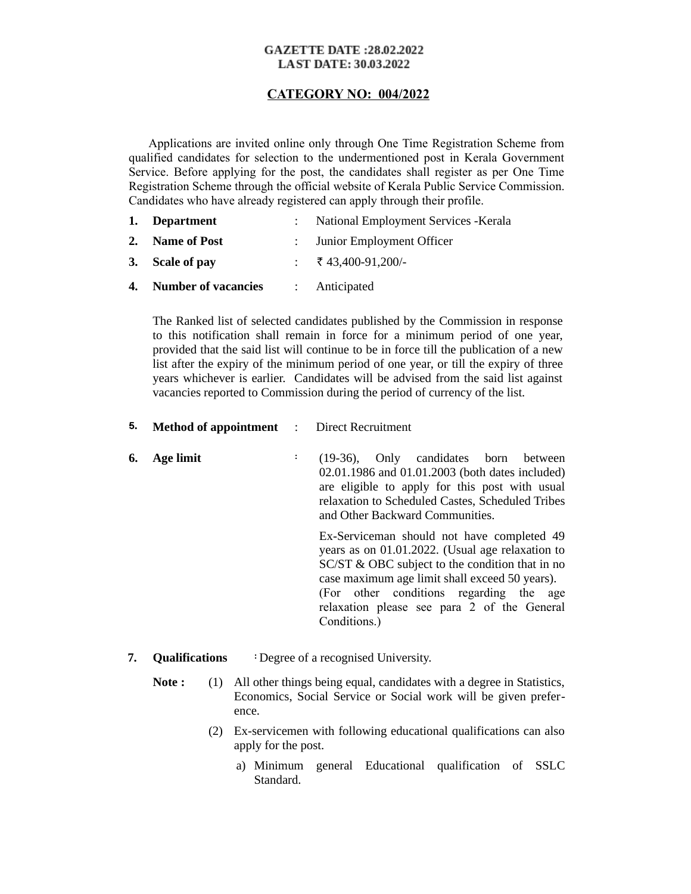**GAZETTE DATE :28.02.2022**
**LAST DATE: 30.03.2022**

## CATEGORY NO: 004/2022

Applications are invited online only through One Time Registration Scheme from qualified candidates for selection to the undermentioned post in Kerala Government Service. Before applying for the post, the candidates shall register as per One Time Registration Scheme through the official website of Kerala Public Service Commission. Candidates who have already registered can apply through their profile.

1. **Department** : National Employment Services -Kerala
2. **Name of Post** : Junior Employment Officer
3. **Scale of pay** : ₹ 43,400-91,200/-
4. **Number of vacancies** : Anticipated

   The Ranked list of selected candidates published by the Commission in response to this notification shall remain in force for a minimum period of one year, provided that the said list will continue to be in force till the publication of a new list after the expiry of the minimum period of one year, or till the expiry of three years whichever is earlier. Candidates will be advised from the said list against vacancies reported to Commission during the period of currency of the list.

5. **Method of appointment** : Direct Recruitment
6. **Age limit** : (19-36), Only candidates born between 02.01.1986 and 01.01.2003 (both dates included) are eligible to apply for this post with usual relaxation to Scheduled Castes, Scheduled Tribes and Other Backward Communities.

   Ex-Serviceman should not have completed 49 years as on 01.01.2022. (Usual age relaxation to SC/ST & OBC subject to the condition that in no case maximum age limit shall exceed 50 years). (For other conditions regarding the age relaxation please see para 2 of the General Conditions.)

7. **Qualifications** : Degree of a recognised University.

   **Note :** (1) All other things being equal, candidates with a degree in Statistics, Economics, Social Service or Social work will be given preference.

   (2) Ex-servicemen with following educational qualifications can also apply for the post.

   a) Minimum general Educational qualification of SSLC Standard.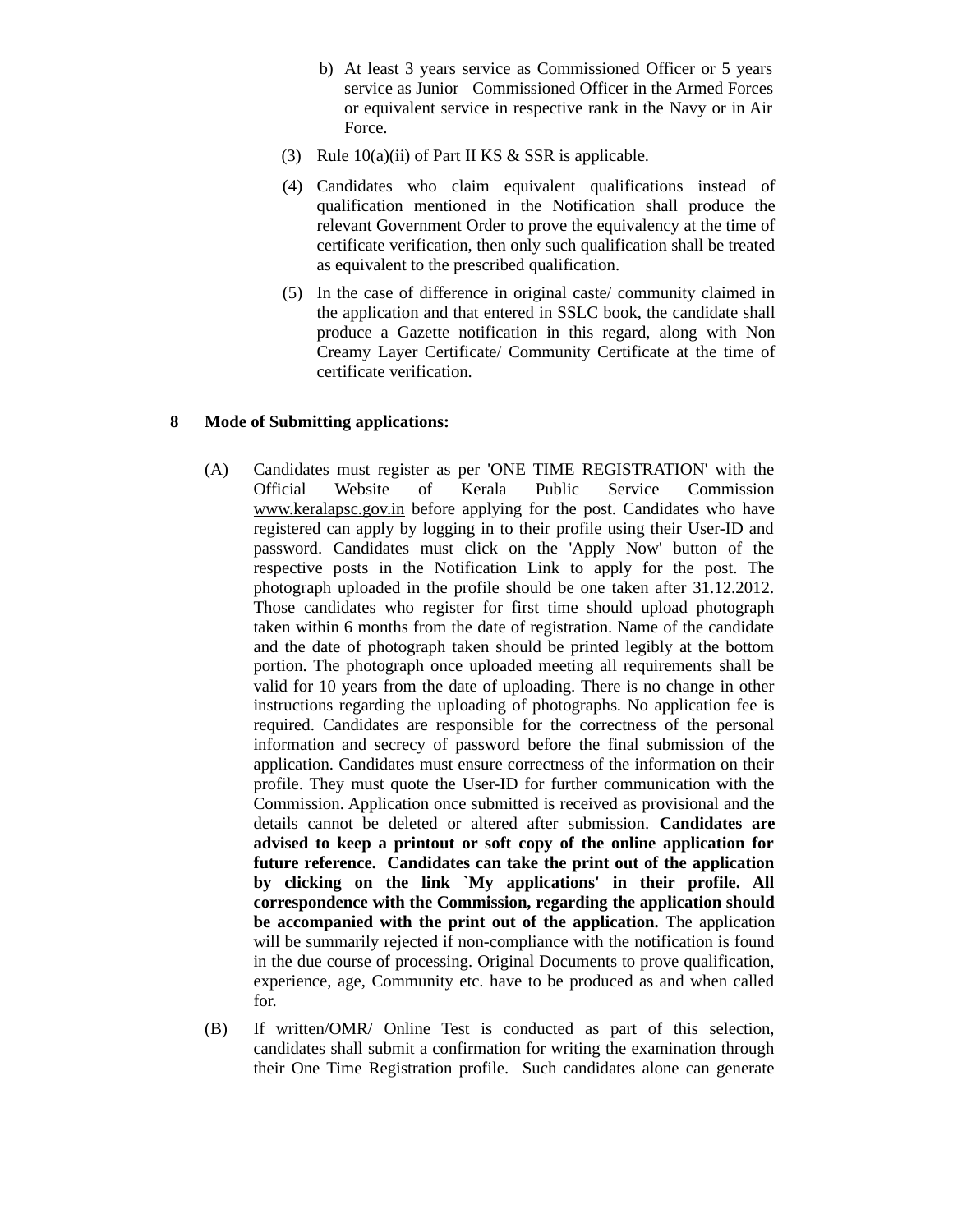b) At least 3 years service as Commissioned Officer or 5 years service as Junior Commissioned Officer in the Armed Forces or equivalent service in respective rank in the Navy or in Air Force.

(3) Rule 10(a)(ii) of Part II KS & SSR is applicable.

(4) Candidates who claim equivalent qualifications instead of qualification mentioned in the Notification shall produce the relevant Government Order to prove the equivalency at the time of certificate verification, then only such qualification shall be treated as equivalent to the prescribed qualification.

(5) In the case of difference in original caste/ community claimed in the application and that entered in SSLC book, the candidate shall produce a Gazette notification in this regard, along with Non Creamy Layer Certificate/ Community Certificate at the time of certificate verification.

**8 Mode of Submitting applications:**

(A) Candidates must register as per 'ONE TIME REGISTRATION' with the Official Website of Kerala Public Service Commission www.keralapsc.gov.in before applying for the post. Candidates who have registered can apply by logging in to their profile using their User-ID and password. Candidates must click on the 'Apply Now' button of the respective posts in the Notification Link to apply for the post. The photograph uploaded in the profile should be one taken after 31.12.2012. Those candidates who register for first time should upload photograph taken within 6 months from the date of registration. Name of the candidate and the date of photograph taken should be printed legibly at the bottom portion. The photograph once uploaded meeting all requirements shall be valid for 10 years from the date of uploading. There is no change in other instructions regarding the uploading of photographs. No application fee is required. Candidates are responsible for the correctness of the personal information and secrecy of password before the final submission of the application. Candidates must ensure correctness of the information on their profile. They must quote the User-ID for further communication with the Commission. Application once submitted is received as provisional and the details cannot be deleted or altered after submission. **Candidates are advised to keep a printout or soft copy of the online application for future reference. Candidates can take the print out of the application by clicking on the link `My applications' in their profile. All correspondence with the Commission, regarding the application should be accompanied with the print out of the application.** The application will be summarily rejected if non-compliance with the notification is found in the due course of processing. Original Documents to prove qualification, experience, age, Community etc. have to be produced as and when called for.

(B) If written/OMR/ Online Test is conducted as part of this selection, candidates shall submit a confirmation for writing the examination through their One Time Registration profile. Such candidates alone can generate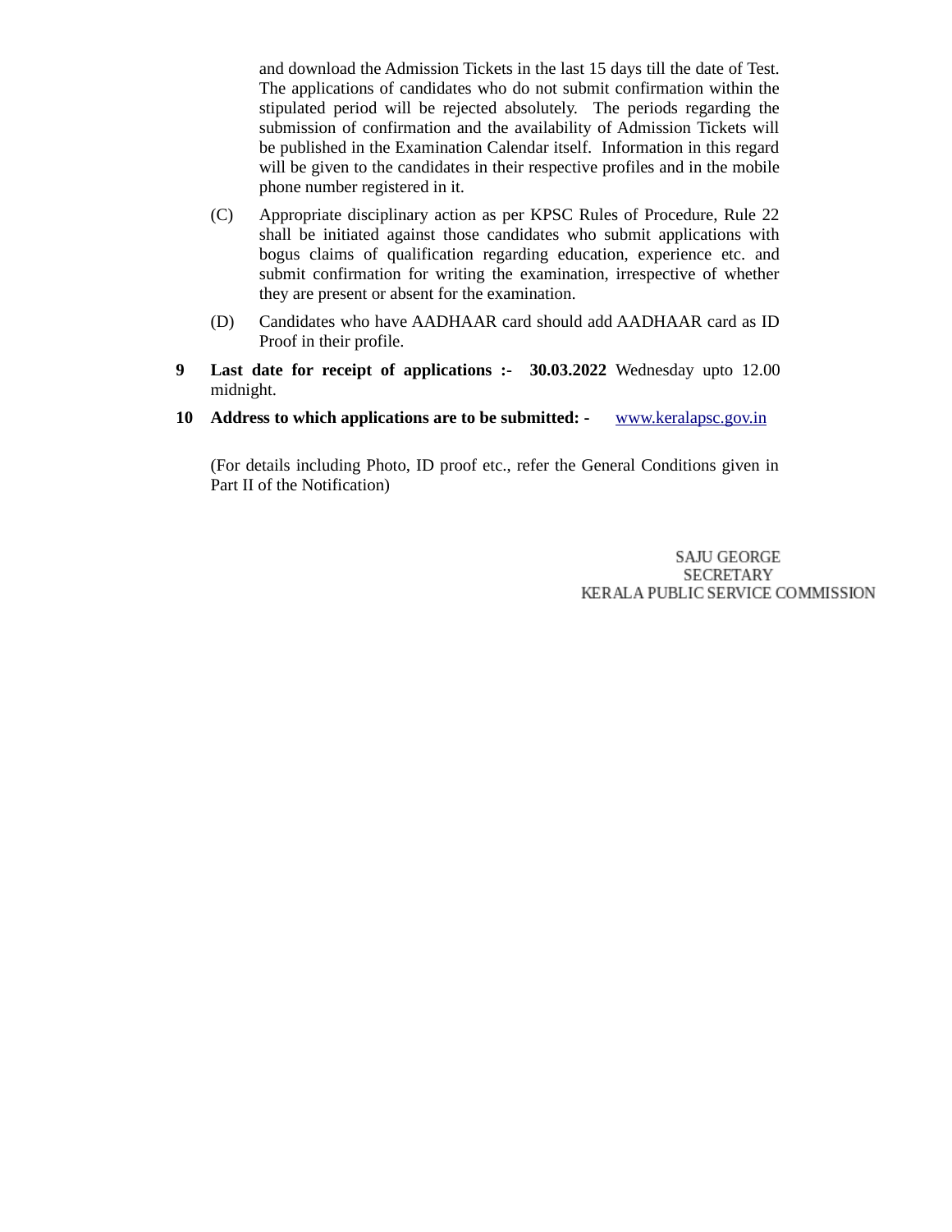and download the Admission Tickets in the last 15 days till the date of Test. The applications of candidates who do not submit confirmation within the stipulated period will be rejected absolutely. The periods regarding the submission of confirmation and the availability of Admission Tickets will be published in the Examination Calendar itself. Information in this regard will be given to the candidates in their respective profiles and in the mobile phone number registered in it.

(C) Appropriate disciplinary action as per KPSC Rules of Procedure, Rule 22 shall be initiated against those candidates who submit applications with bogus claims of qualification regarding education, experience etc. and submit confirmation for writing the examination, irrespective of whether they are present or absent for the examination.

(D) Candidates who have AADHAAR card should add AADHAAR card as ID Proof in their profile.

**9 Last date for receipt of applications :- 30.03.2022** Wednesday upto 12.00 midnight.

**10 Address to which applications are to be submitted: -** www.keralapsc.gov.in

(For details including Photo, ID proof etc., refer the General Conditions given in Part II of the Notification)

SAJU GEORGE
SECRETARY
KERALA PUBLIC SERVICE COMMISSION